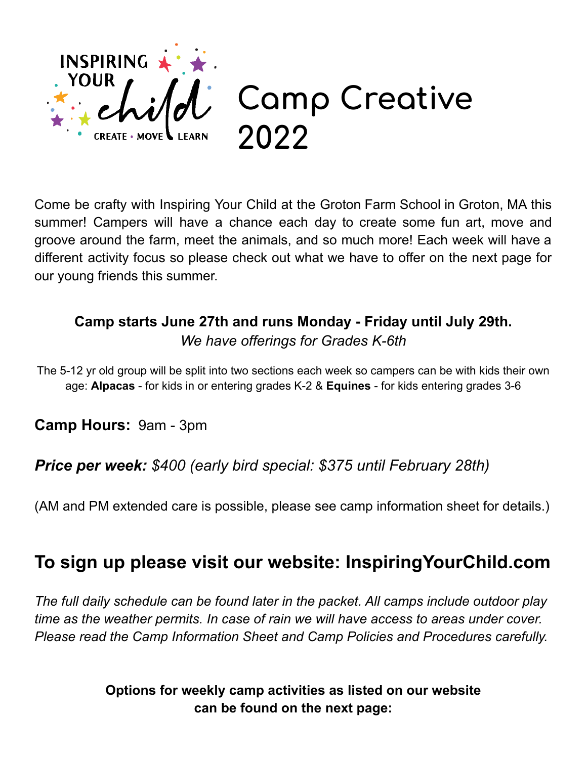INSPIRING YOUR child

CREATE • MOVE • LEARN

# Camp Creative 2022

Come be crafty with Inspiring Your Child at the Groton Farm School in Groton, MA this summer! Campers will have a chance each day to create some fun art, move and groove around the farm, meet the animals, and so much more! Each week will have a different activity focus so please check out what we have to offer on the next page for our young friends this summer.

**Camp starts June 27th and runs Monday - Friday until July 29th.**

*We have offerings for Grades K-6th*

The 5-12 yr old group will be split into two sections each week so campers can be with kids their own age: **Alpacas** - for kids in or entering grades K-2 & **Equines** - for kids entering grades 3-6

**Camp Hours:** 9am - 3pm

***Price per week:*** *$400 (early bird special: $375 until February 28th)*

(AM and PM extended care is possible, please see camp information sheet for details.)

## To sign up please visit our website: InspiringYourChild.com

*The full daily schedule can be found later in the packet. All camps include outdoor play time as the weather permits. In case of rain we will have access to areas under cover. Please read the Camp Information Sheet and Camp Policies and Procedures carefully.*

**Options for weekly camp activities as listed on our website can be found on the next page:**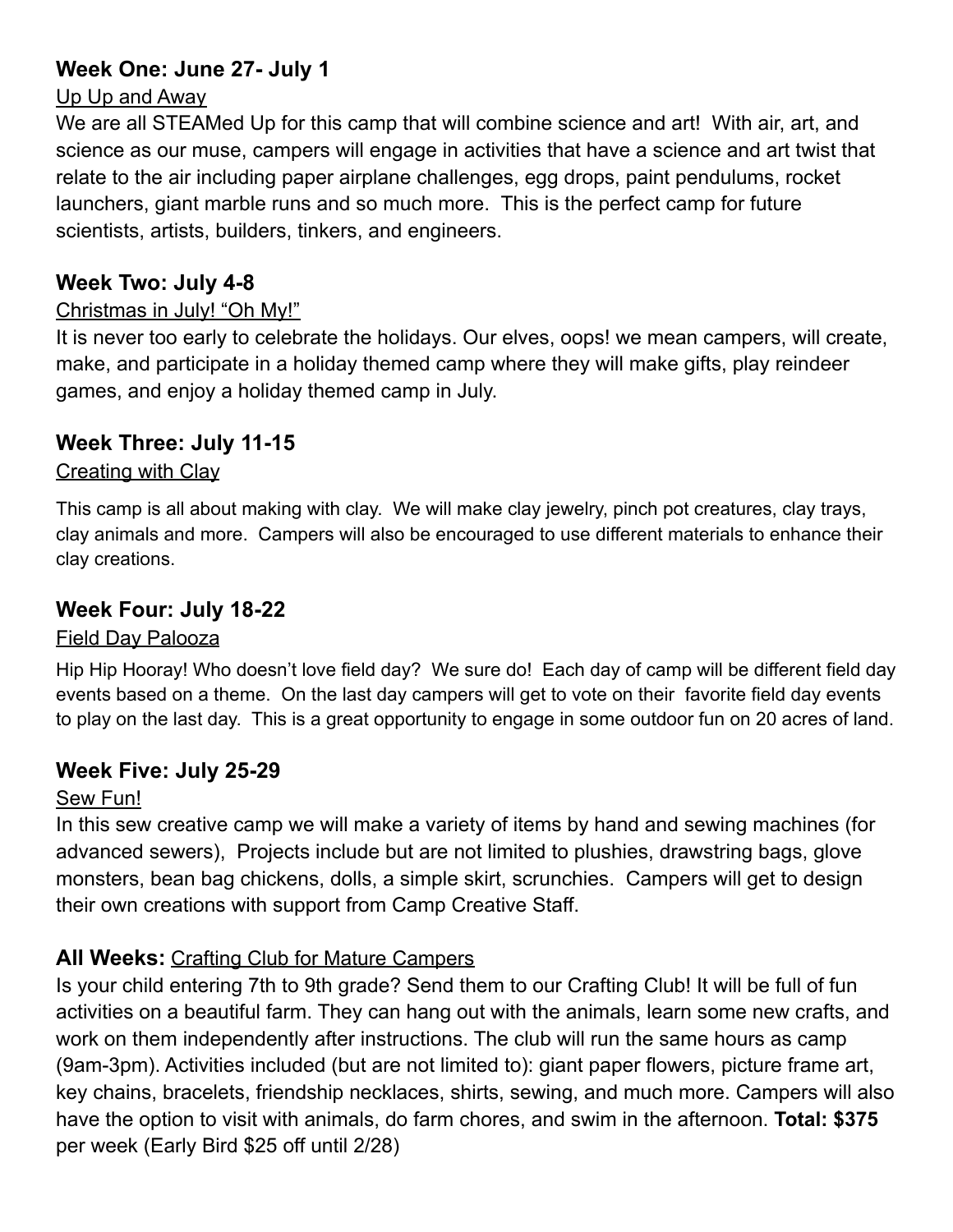### **Week One: June 27- July 1**

Up Up and Away

We are all STEAMed Up for this camp that will combine science and art! With air, art, and science as our muse, campers will engage in activities that have a science and art twist that relate to the air including paper airplane challenges, egg drops, paint pendulums, rocket launchers, giant marble runs and so much more. This is the perfect camp for future scientists, artists, builders, tinkers, and engineers.

### **Week Two: July 4-8**

Christmas in July! "Oh My!"

It is never too early to celebrate the holidays. Our elves, oops! we mean campers, will create, make, and participate in a holiday themed camp where they will make gifts, play reindeer games, and enjoy a holiday themed camp in July.

### **Week Three: July 11-15**

Creating with Clay

This camp is all about making with clay. We will make clay jewelry, pinch pot creatures, clay trays, clay animals and more. Campers will also be encouraged to use different materials to enhance their clay creations.

### **Week Four: July 18-22**

Field Day Palooza

Hip Hip Hooray! Who doesn't love field day? We sure do! Each day of camp will be different field day events based on a theme. On the last day campers will get to vote on their favorite field day events to play on the last day. This is a great opportunity to engage in some outdoor fun on 20 acres of land.

### **Week Five: July 25-29**

Sew Fun!

In this sew creative camp we will make a variety of items by hand and sewing machines (for advanced sewers), Projects include but are not limited to plushies, drawstring bags, glove monsters, bean bag chickens, dolls, a simple skirt, scrunchies. Campers will get to design their own creations with support from Camp Creative Staff.

### **All Weeks:** Crafting Club for Mature Campers

Is your child entering 7th to 9th grade? Send them to our Crafting Club! It will be full of fun activities on a beautiful farm. They can hang out with the animals, learn some new crafts, and work on them independently after instructions. The club will run the same hours as camp (9am-3pm). Activities included (but are not limited to): giant paper flowers, picture frame art, key chains, bracelets, friendship necklaces, shirts, sewing, and much more. Campers will also have the option to visit with animals, do farm chores, and swim in the afternoon. **Total: $375** per week (Early Bird $25 off until 2/28)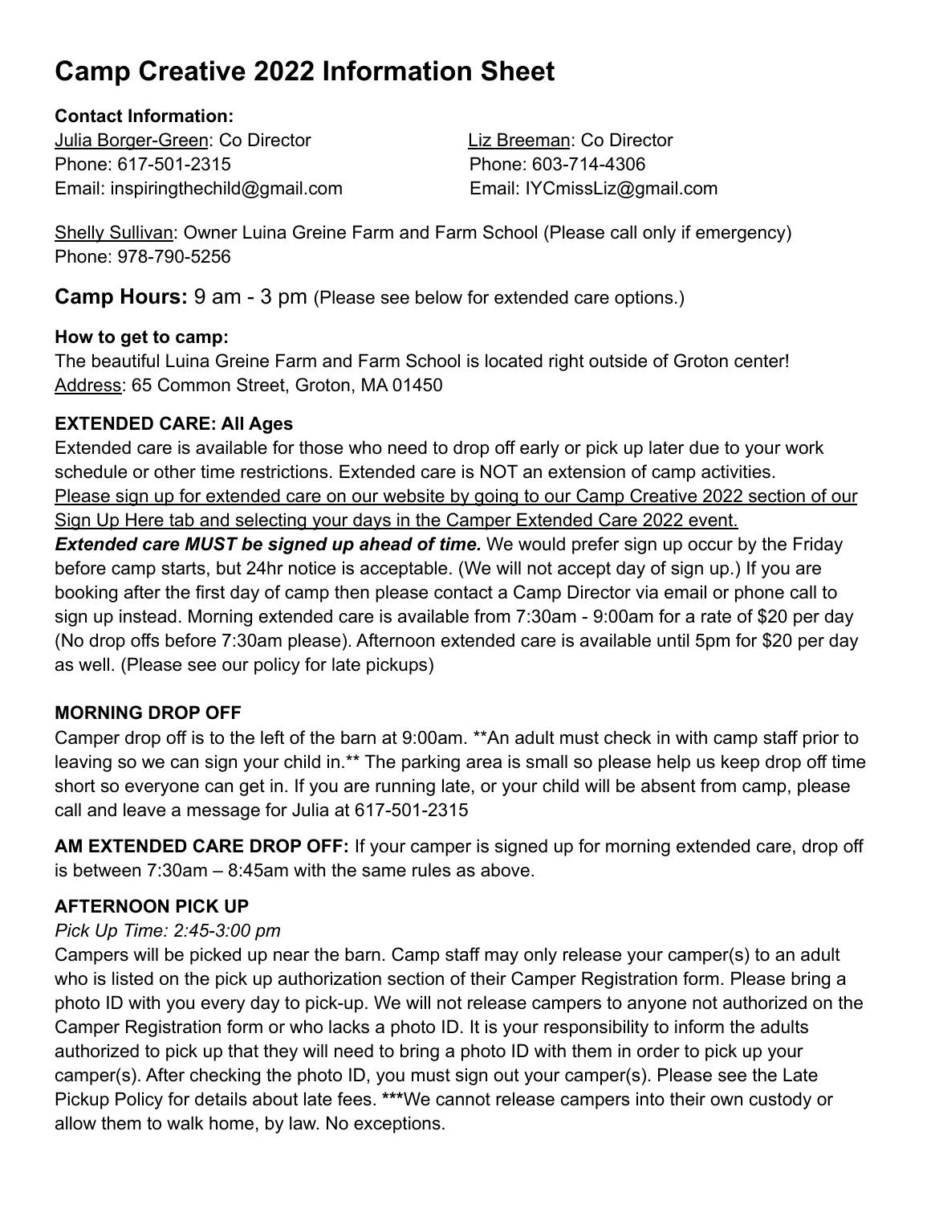# Camp Creative 2022 Information Sheet

**Contact Information:**

Julia Borger-Green: Co Director
Phone: 617-501-2315
Email: inspiringthechild@gmail.com

Liz Breeman: Co Director
Phone: 603-714-4306
Email: IYCmissLiz@gmail.com

Shelly Sullivan: Owner Luina Greine Farm and Farm School (Please call only if emergency)
Phone: 978-790-5256

**Camp Hours:** 9 am - 3 pm (Please see below for extended care options.)

**How to get to camp:**
The beautiful Luina Greine Farm and Farm School is located right outside of Groton center!
Address: 65 Common Street, Groton, MA 01450

**EXTENDED CARE: All Ages**
Extended care is available for those who need to drop off early or pick up later due to your work schedule or other time restrictions. Extended care is NOT an extension of camp activities. Please sign up for extended care on our website by going to our Camp Creative 2022 section of our Sign Up Here tab and selecting your days in the Camper Extended Care 2022 event.
***Extended care MUST be signed up ahead of time.*** We would prefer sign up occur by the Friday before camp starts, but 24hr notice is acceptable. (We will not accept day of sign up.) If you are booking after the first day of camp then please contact a Camp Director via email or phone call to sign up instead. Morning extended care is available from 7:30am - 9:00am for a rate of $20 per day (No drop offs before 7:30am please). Afternoon extended care is available until 5pm for $20 per day as well. (Please see our policy for late pickups)

**MORNING DROP OFF**
Camper drop off is to the left of the barn at 9:00am. **An adult must check in with camp staff prior to leaving so we can sign your child in.** The parking area is small so please help us keep drop off time short so everyone can get in. If you are running late, or your child will be absent from camp, please call and leave a message for Julia at 617-501-2315

**AM EXTENDED CARE DROP OFF:** If your camper is signed up for morning extended care, drop off is between 7:30am – 8:45am with the same rules as above.

**AFTERNOON PICK UP**
*Pick Up Time: 2:45-3:00 pm*
Campers will be picked up near the barn. Camp staff may only release your camper(s) to an adult who is listed on the pick up authorization section of their Camper Registration form. Please bring a photo ID with you every day to pick-up. We will not release campers to anyone not authorized on the Camper Registration form or who lacks a photo ID. It is your responsibility to inform the adults authorized to pick up that they will need to bring a photo ID with them in order to pick up your camper(s). After checking the photo ID, you must sign out your camper(s). Please see the Late Pickup Policy for details about late fees. ***We cannot release campers into their own custody or allow them to walk home, by law. No exceptions.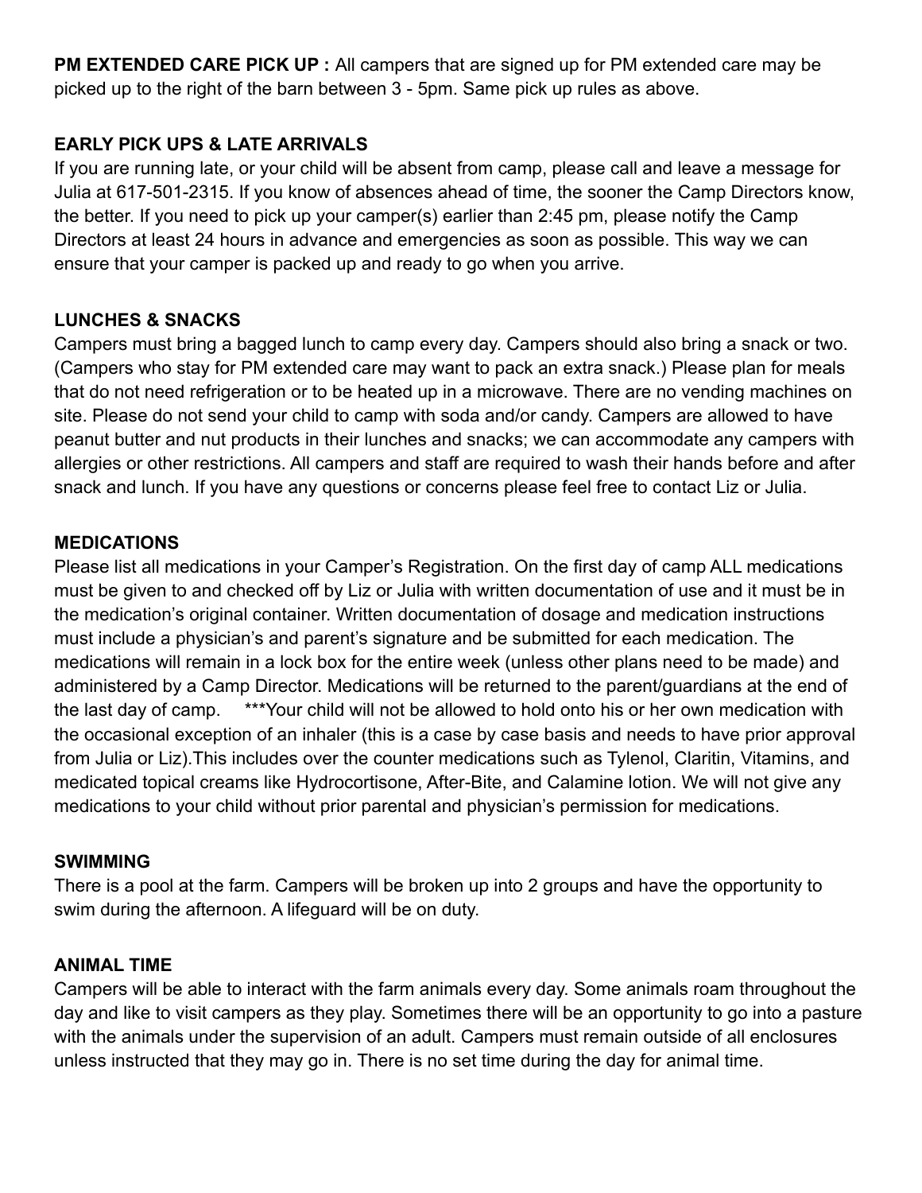**PM EXTENDED CARE PICK UP :** All campers that are signed up for PM extended care may be picked up to the right of the barn between 3 - 5pm. Same pick up rules as above.

## EARLY PICK UPS & LATE ARRIVALS

If you are running late, or your child will be absent from camp, please call and leave a message for Julia at 617-501-2315. If you know of absences ahead of time, the sooner the Camp Directors know, the better. If you need to pick up your camper(s) earlier than 2:45 pm, please notify the Camp Directors at least 24 hours in advance and emergencies as soon as possible. This way we can ensure that your camper is packed up and ready to go when you arrive.

## LUNCHES & SNACKS

Campers must bring a bagged lunch to camp every day. Campers should also bring a snack or two. (Campers who stay for PM extended care may want to pack an extra snack.) Please plan for meals that do not need refrigeration or to be heated up in a microwave. There are no vending machines on site. Please do not send your child to camp with soda and/or candy. Campers are allowed to have peanut butter and nut products in their lunches and snacks; we can accommodate any campers with allergies or other restrictions. All campers and staff are required to wash their hands before and after snack and lunch. If you have any questions or concerns please feel free to contact Liz or Julia.

## MEDICATIONS

Please list all medications in your Camper's Registration. On the first day of camp ALL medications must be given to and checked off by Liz or Julia with written documentation of use and it must be in the medication's original container. Written documentation of dosage and medication instructions must include a physician's and parent's signature and be submitted for each medication. The medications will remain in a lock box for the entire week (unless other plans need to be made) and administered by a Camp Director. Medications will be returned to the parent/guardians at the end of the last day of camp. ***Your child will not be allowed to hold onto his or her own medication with the occasional exception of an inhaler (this is a case by case basis and needs to have prior approval from Julia or Liz).This includes over the counter medications such as Tylenol, Claritin, Vitamins, and medicated topical creams like Hydrocortisone, After-Bite, and Calamine lotion. We will not give any medications to your child without prior parental and physician's permission for medications.

## SWIMMING

There is a pool at the farm. Campers will be broken up into 2 groups and have the opportunity to swim during the afternoon. A lifeguard will be on duty.

## ANIMAL TIME

Campers will be able to interact with the farm animals every day. Some animals roam throughout the day and like to visit campers as they play. Sometimes there will be an opportunity to go into a pasture with the animals under the supervision of an adult. Campers must remain outside of all enclosures unless instructed that they may go in. There is no set time during the day for animal time.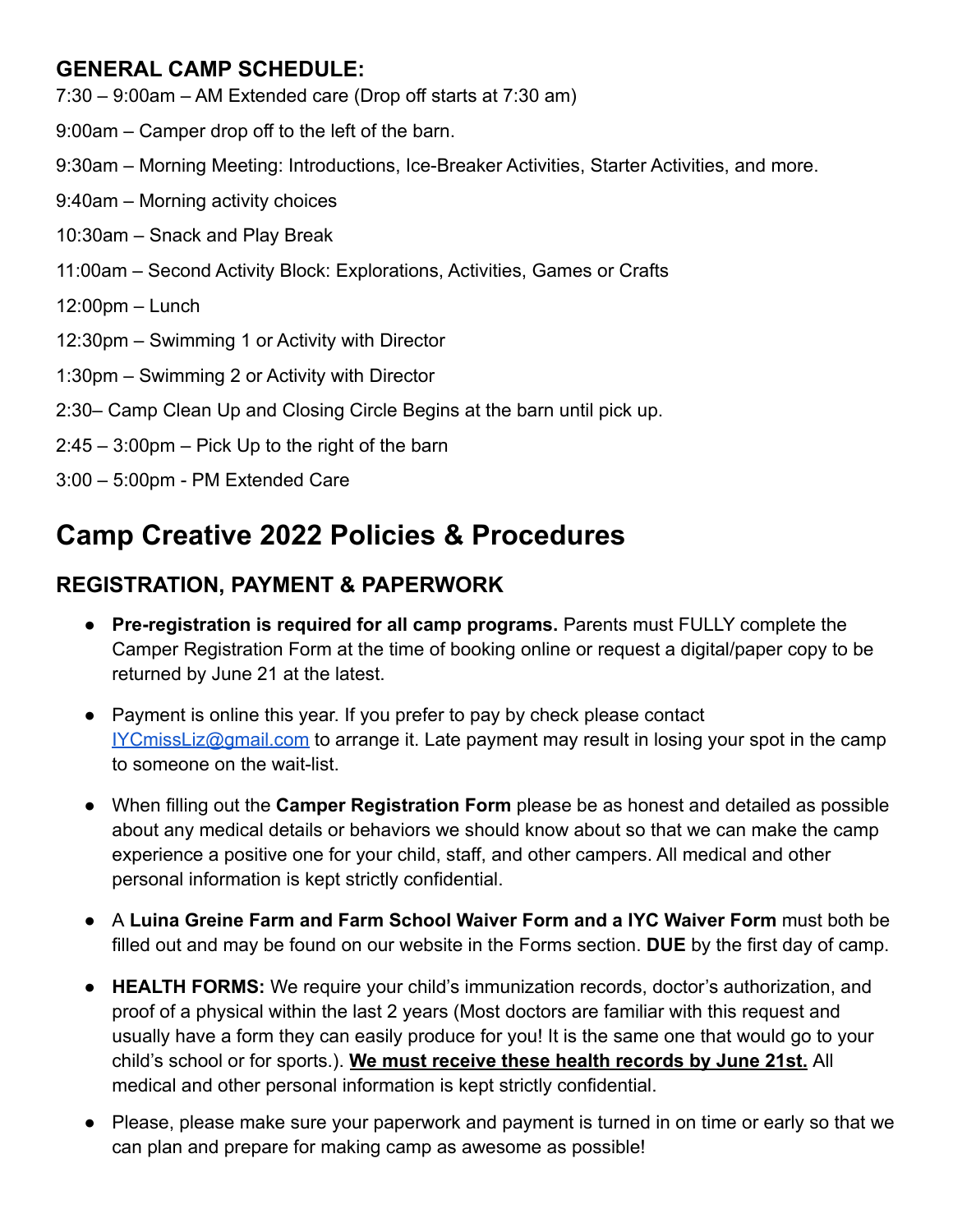### GENERAL CAMP SCHEDULE:

7:30 – 9:00am – AM Extended care (Drop off starts at 7:30 am)

9:00am – Camper drop off to the left of the barn.

9:30am – Morning Meeting: Introductions, Ice-Breaker Activities, Starter Activities, and more.

9:40am – Morning activity choices

10:30am – Snack and Play Break

11:00am – Second Activity Block: Explorations, Activities, Games or Crafts

12:00pm – Lunch

12:30pm – Swimming 1 or Activity with Director

1:30pm – Swimming 2 or Activity with Director

2:30– Camp Clean Up and Closing Circle Begins at the barn until pick up.

2:45 – 3:00pm – Pick Up to the right of the barn

3:00 – 5:00pm - PM Extended Care

## Camp Creative 2022 Policies & Procedures

### REGISTRATION, PAYMENT & PAPERWORK

- **Pre-registration is required for all camp programs.** Parents must FULLY complete the Camper Registration Form at the time of booking online or request a digital/paper copy to be returned by June 21 at the latest.
- Payment is online this year. If you prefer to pay by check please contact IYCmissLiz@gmail.com to arrange it. Late payment may result in losing your spot in the camp to someone on the wait-list.
- When filling out the **Camper Registration Form** please be as honest and detailed as possible about any medical details or behaviors we should know about so that we can make the camp experience a positive one for your child, staff, and other campers. All medical and other personal information is kept strictly confidential.
- A **Luina Greine Farm and Farm School Waiver Form and a IYC Waiver Form** must both be filled out and may be found on our website in the Forms section. **DUE** by the first day of camp.
- **HEALTH FORMS:** We require your child's immunization records, doctor's authorization, and proof of a physical within the last 2 years (Most doctors are familiar with this request and usually have a form they can easily produce for you! It is the same one that would go to your child's school or for sports.). **We must receive these health records by June 21st.** All medical and other personal information is kept strictly confidential.
- Please, please make sure your paperwork and payment is turned in on time or early so that we can plan and prepare for making camp as awesome as possible!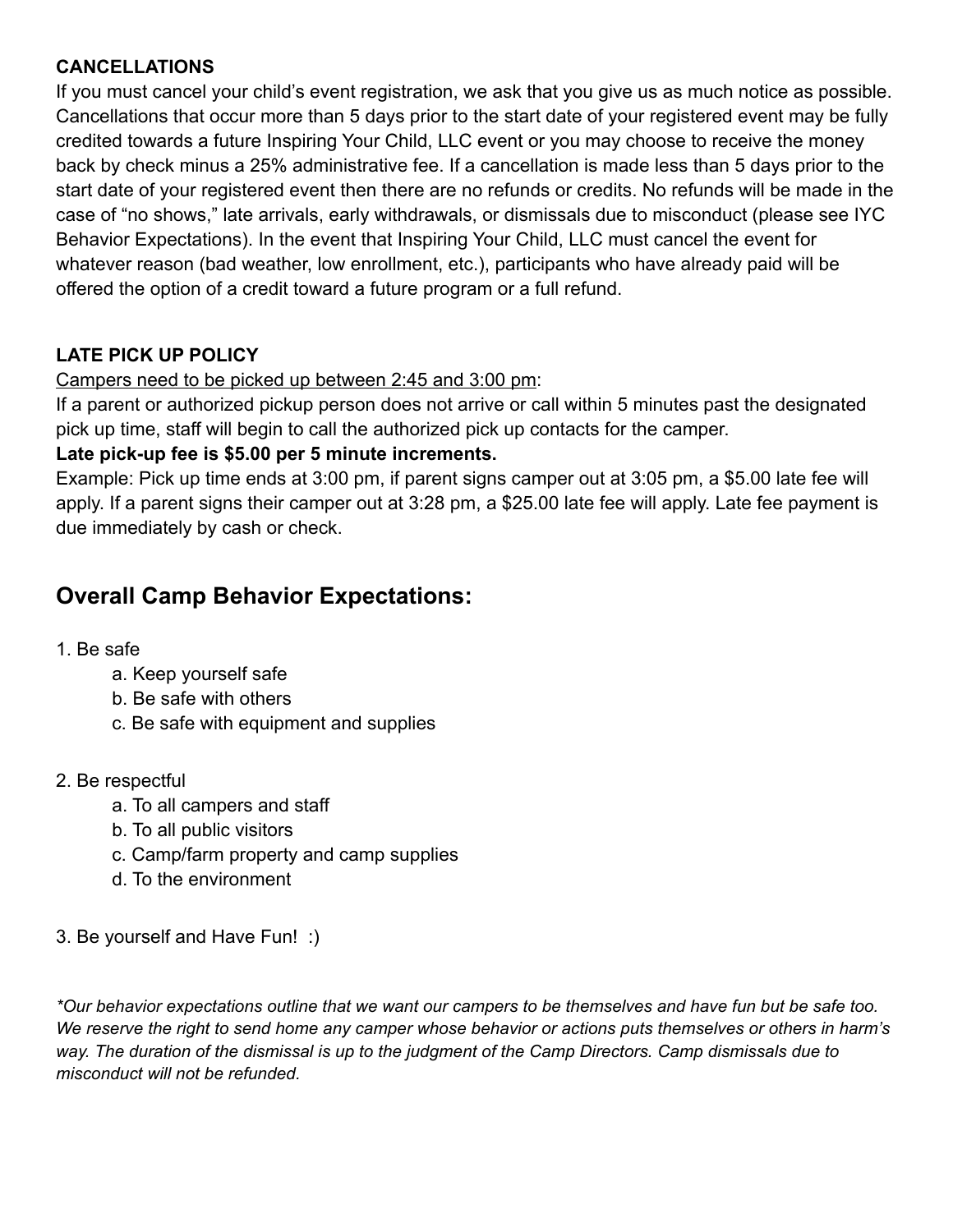**CANCELLATIONS**

If you must cancel your child's event registration, we ask that you give us as much notice as possible. Cancellations that occur more than 5 days prior to the start date of your registered event may be fully credited towards a future Inspiring Your Child, LLC event or you may choose to receive the money back by check minus a 25% administrative fee. If a cancellation is made less than 5 days prior to the start date of your registered event then there are no refunds or credits. No refunds will be made in the case of "no shows," late arrivals, early withdrawals, or dismissals due to misconduct (please see IYC Behavior Expectations). In the event that Inspiring Your Child, LLC must cancel the event for whatever reason (bad weather, low enrollment, etc.), participants who have already paid will be offered the option of a credit toward a future program or a full refund.

**LATE PICK UP POLICY**

<u>Campers need to be picked up between 2:45 and 3:00 pm</u>:

If a parent or authorized pickup person does not arrive or call within 5 minutes past the designated pick up time, staff will begin to call the authorized pick up contacts for the camper.

**Late pick-up fee is $5.00 per 5 minute increments.**

Example: Pick up time ends at 3:00 pm, if parent signs camper out at 3:05 pm, a $5.00 late fee will apply. If a parent signs their camper out at 3:28 pm, a $25.00 late fee will apply. Late fee payment is due immediately by cash or check.

## Overall Camp Behavior Expectations:

1. Be safe
   a. Keep yourself safe
   b. Be safe with others
   c. Be safe with equipment and supplies

2. Be respectful
   a. To all campers and staff
   b. To all public visitors
   c. Camp/farm property and camp supplies
   d. To the environment

3. Be yourself and Have Fun! :)

*\*Our behavior expectations outline that we want our campers to be themselves and have fun but be safe too. We reserve the right to send home any camper whose behavior or actions puts themselves or others in harm's way. The duration of the dismissal is up to the judgment of the Camp Directors. Camp dismissals due to misconduct will not be refunded.*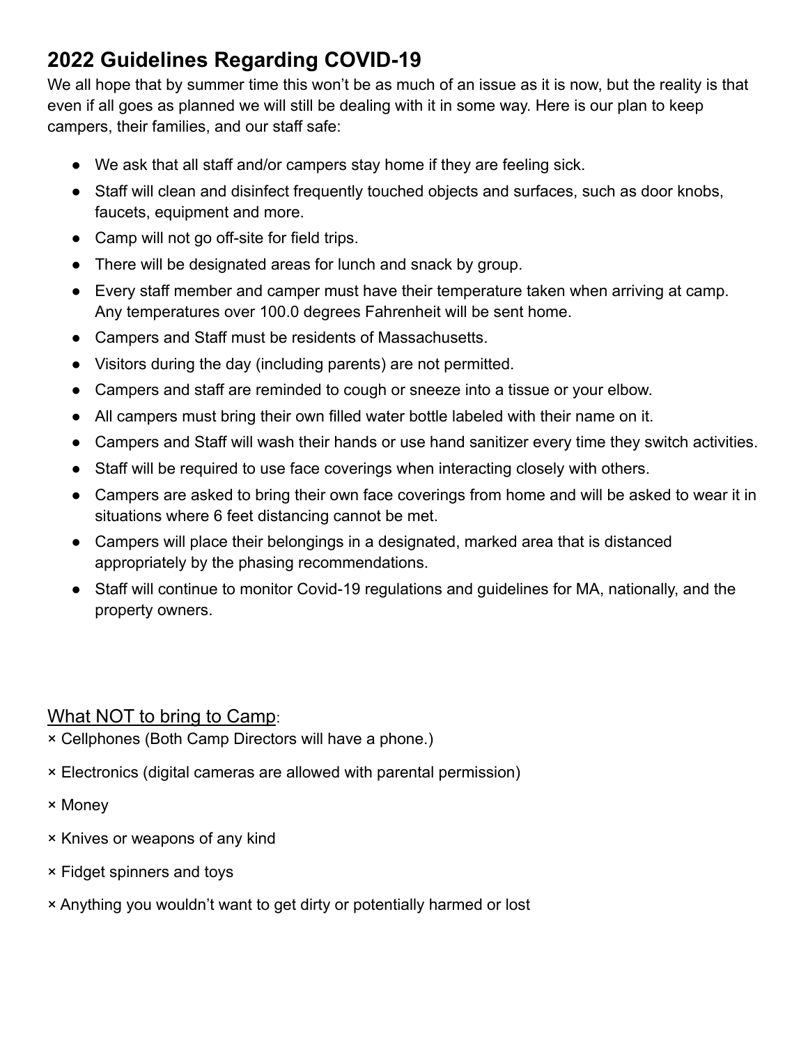## 2022 Guidelines Regarding COVID-19

We all hope that by summer time this won't be as much of an issue as it is now, but the reality is that even if all goes as planned we will still be dealing with it in some way. Here is our plan to keep campers, their families, and our staff safe:

- We ask that all staff and/or campers stay home if they are feeling sick.
- Staff will clean and disinfect frequently touched objects and surfaces, such as door knobs, faucets, equipment and more.
- Camp will not go off-site for field trips.
- There will be designated areas for lunch and snack by group.
- Every staff member and camper must have their temperature taken when arriving at camp. Any temperatures over 100.0 degrees Fahrenheit will be sent home.
- Campers and Staff must be residents of Massachusetts.
- Visitors during the day (including parents) are not permitted.
- Campers and staff are reminded to cough or sneeze into a tissue or your elbow.
- All campers must bring their own filled water bottle labeled with their name on it.
- Campers and Staff will wash their hands or use hand sanitizer every time they switch activities.
- Staff will be required to use face coverings when interacting closely with others.
- Campers are asked to bring their own face coverings from home and will be asked to wear it in situations where 6 feet distancing cannot be met.
- Campers will place their belongings in a designated, marked area that is distanced appropriately by the phasing recommendations.
- Staff will continue to monitor Covid-19 regulations and guidelines for MA, nationally, and the property owners.

<u>What NOT to bring to Camp</u>:

× Cellphones (Both Camp Directors will have a phone.)

× Electronics (digital cameras are allowed with parental permission)

× Money

× Knives or weapons of any kind

× Fidget spinners and toys

× Anything you wouldn't want to get dirty or potentially harmed or lost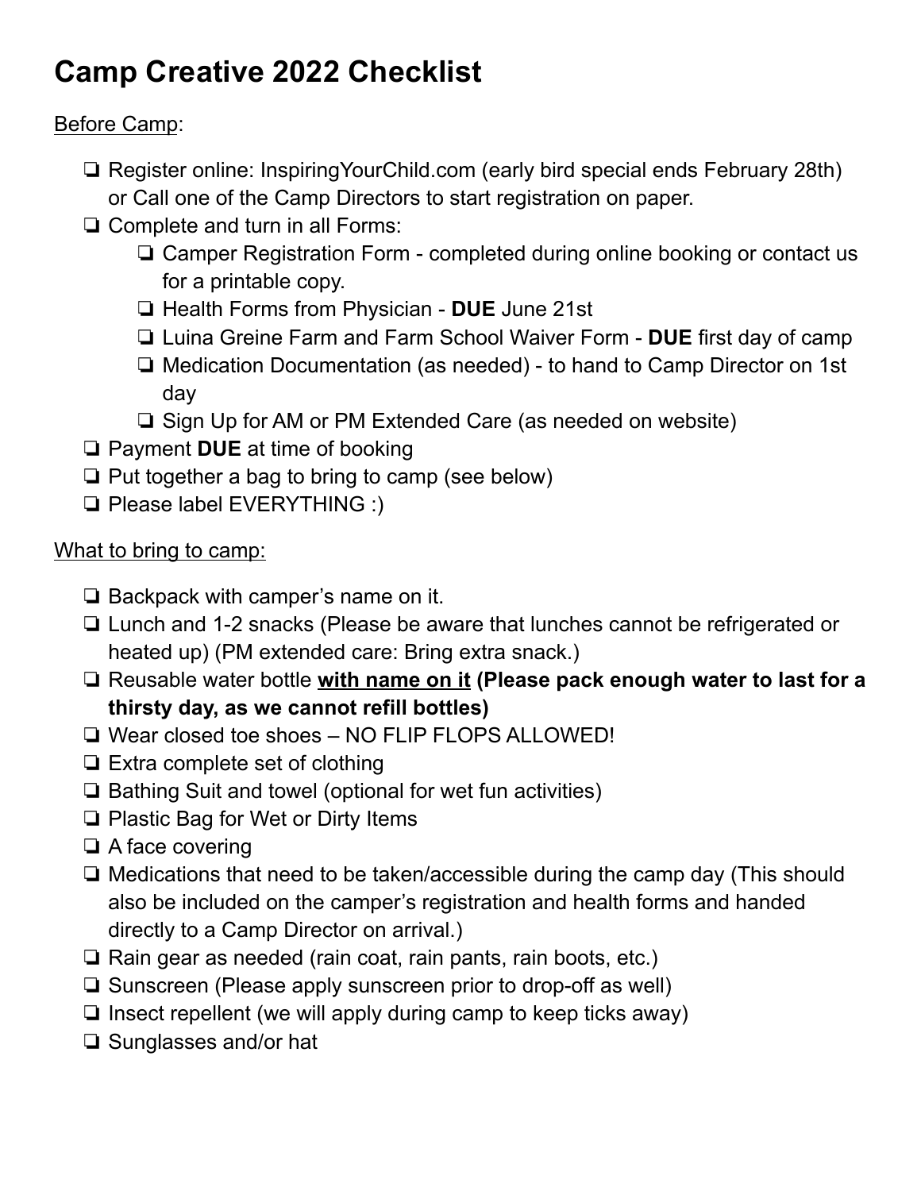# Camp Creative 2022 Checklist

<u>Before Camp</u>:

- ❏ Register online: InspiringYourChild.com (early bird special ends February 28th) or Call one of the Camp Directors to start registration on paper.
- ❏ Complete and turn in all Forms:
    - ❏ Camper Registration Form - completed during online booking or contact us for a printable copy.
    - ❏ Health Forms from Physician - **DUE** June 21st
    - ❏ Luina Greine Farm and Farm School Waiver Form - **DUE** first day of camp
    - ❏ Medication Documentation (as needed) - to hand to Camp Director on 1st day
    - ❏ Sign Up for AM or PM Extended Care (as needed on website)
- ❏ Payment **DUE** at time of booking
- ❏ Put together a bag to bring to camp (see below)
- ❏ Please label EVERYTHING :)

<u>What to bring to camp:</u>

- ❏ Backpack with camper's name on it.
- ❏ Lunch and 1-2 snacks (Please be aware that lunches cannot be refrigerated or heated up) (PM extended care: Bring extra snack.)
- ❏ Reusable water bottle **<u>with name on it</u>** **(Please pack enough water to last for a thirsty day, as we cannot refill bottles)**
- ❏ Wear closed toe shoes – NO FLIP FLOPS ALLOWED!
- ❏ Extra complete set of clothing
- ❏ Bathing Suit and towel (optional for wet fun activities)
- ❏ Plastic Bag for Wet or Dirty Items
- ❏ A face covering
- ❏ Medications that need to be taken/accessible during the camp day (This should also be included on the camper's registration and health forms and handed directly to a Camp Director on arrival.)
- ❏ Rain gear as needed (rain coat, rain pants, rain boots, etc.)
- ❏ Sunscreen (Please apply sunscreen prior to drop-off as well)
- ❏ Insect repellent (we will apply during camp to keep ticks away)
- ❏ Sunglasses and/or hat